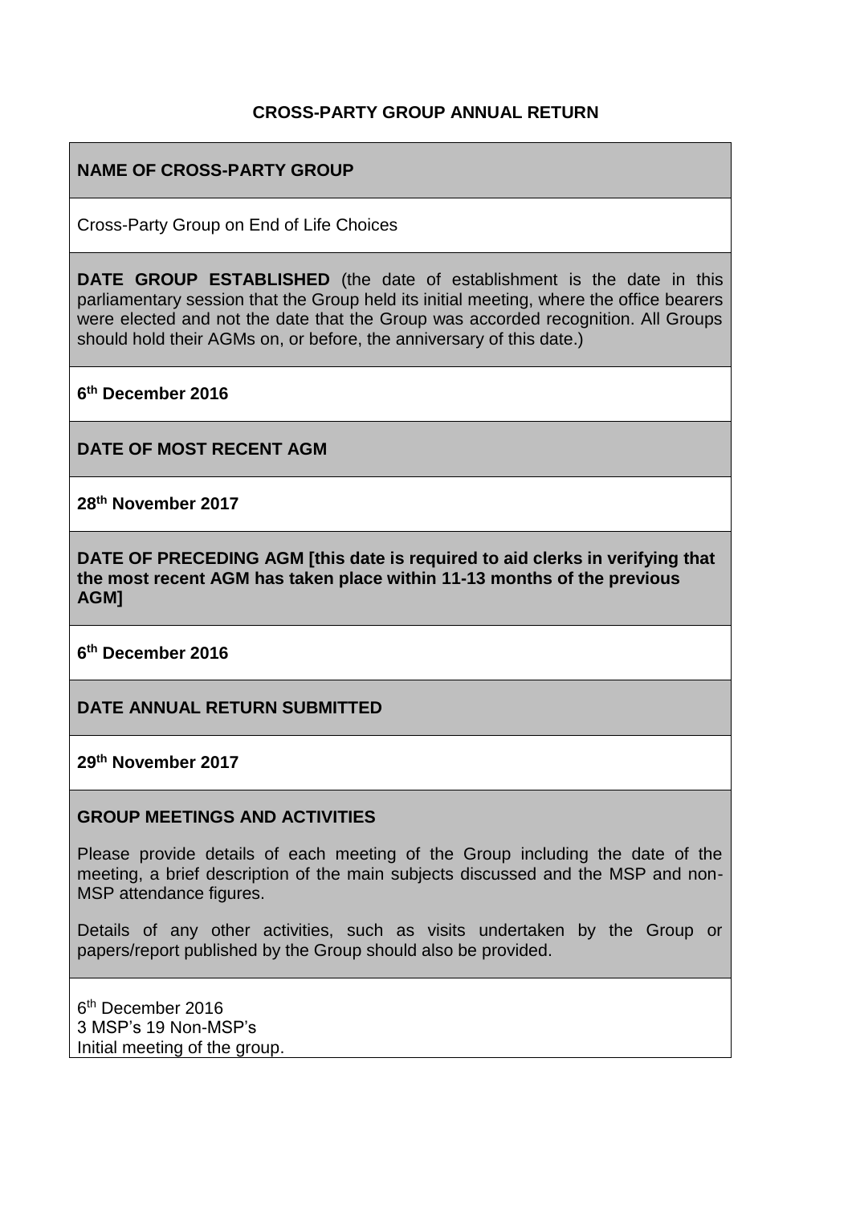# CROSS-PARTY GROUP ANNUAL RETURN

## NAME OF CROSS-PARTY GROUP

Cross-Party Group on End of Life Choices

**DATE GROUP ESTABLISHED** (the date of establishment is the date in this parliamentary session that the Group held its initial meeting, where the office bearers were elected and not the date that the Group was accorded recognition. All Groups should hold their AGMs on, or before, the anniversary of this date.)

**6th December 2016**

## DATE OF MOST RECENT AGM

**28th November 2017**

**DATE OF PRECEDING AGM [this date is required to aid clerks in verifying that the most recent AGM has taken place within 11-13 months of the previous AGM]**

**6th December 2016**

## DATE ANNUAL RETURN SUBMITTED

**29th November 2017**

## GROUP MEETINGS AND ACTIVITIES

Please provide details of each meeting of the Group including the date of the meeting, a brief description of the main subjects discussed and the MSP and non-MSP attendance figures.

Details of any other activities, such as visits undertaken by the Group or papers/report published by the Group should also be provided.

6th December 2016
3 MSP's 19 Non-MSP's
Initial meeting of the group.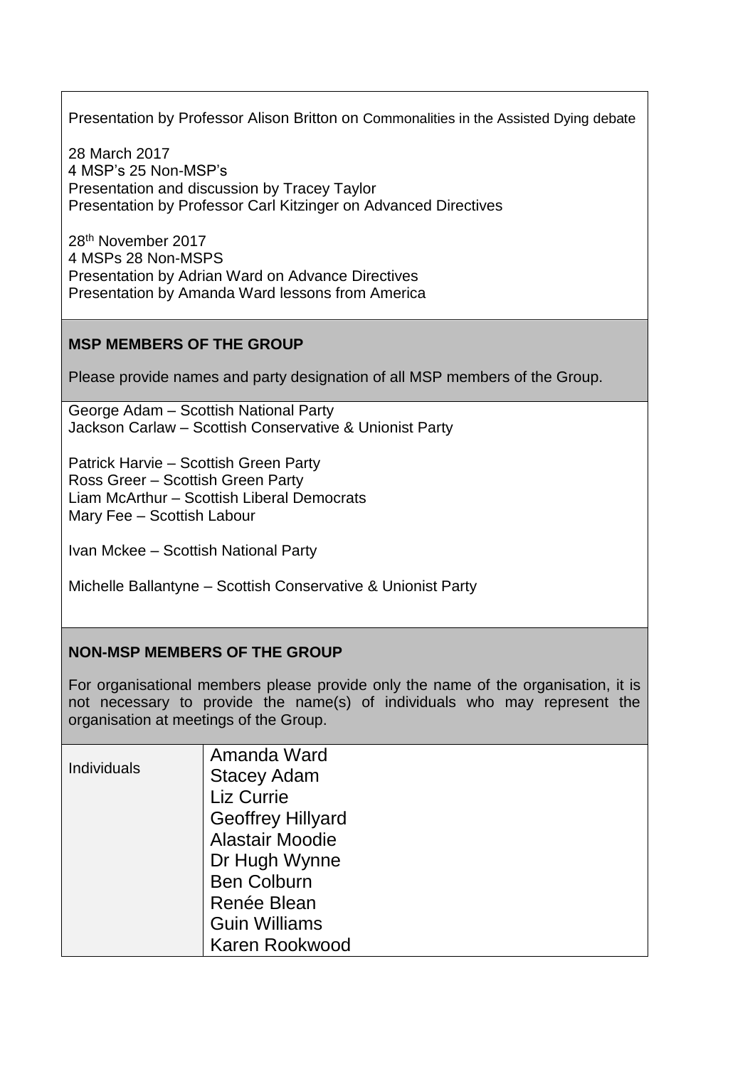Presentation by Professor Alison Britton on Commonalities in the Assisted Dying debate

28 March 2017
4 MSP's 25 Non-MSP's
Presentation and discussion by Tracey Taylor
Presentation by Professor Carl Kitzinger on Advanced Directives

28th November 2017
4 MSPs 28 Non-MSPS
Presentation by Adrian Ward on Advance Directives
Presentation by Amanda Ward lessons from America

**MSP MEMBERS OF THE GROUP**

Please provide names and party designation of all MSP members of the Group.

George Adam – Scottish National Party
Jackson Carlaw – Scottish Conservative & Unionist Party

Patrick Harvie – Scottish Green Party
Ross Greer – Scottish Green Party
Liam McArthur – Scottish Liberal Democrats
Mary Fee – Scottish Labour

Ivan Mckee – Scottish National Party

Michelle Ballantyne – Scottish Conservative & Unionist Party

**NON-MSP MEMBERS OF THE GROUP**

For organisational members please provide only the name of the organisation, it is not necessary to provide the name(s) of individuals who may represent the organisation at meetings of the Group.

| Individuals | Amanda Ward<br>Stacey Adam<br>Liz Currie<br>Geoffrey Hillyard<br>Alastair Moodie<br>Dr Hugh Wynne<br>Ben Colburn<br>Renée Blean<br>Guin Williams<br>Karen Rookwood |
|---|---|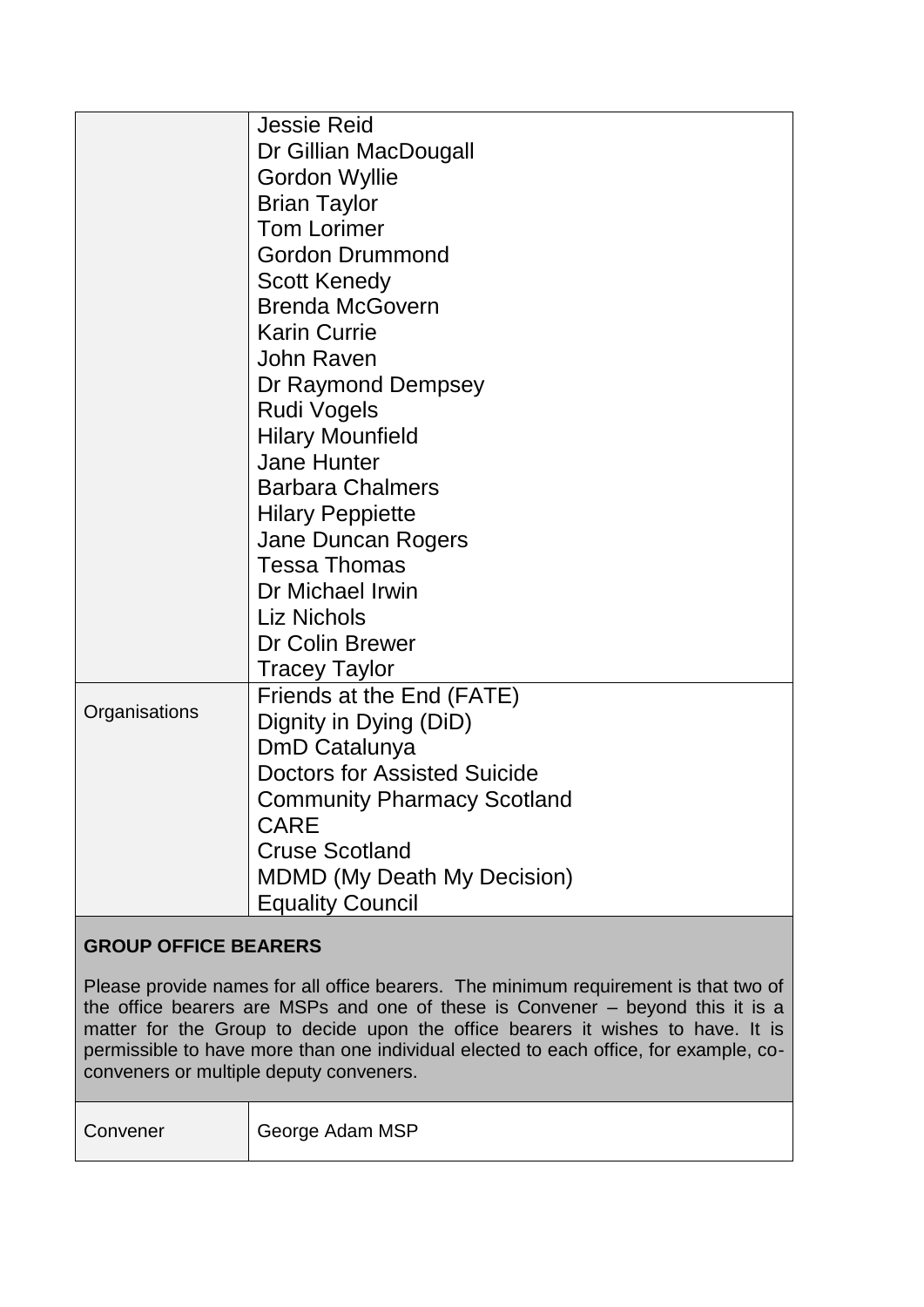| | |
|---|---|
| | Jessie Reid<br>Dr Gillian MacDougall<br>Gordon Wyllie<br>Brian Taylor<br>Tom Lorimer<br>Gordon Drummond<br>Scott Kenedy<br>Brenda McGovern<br>Karin Currie<br>John Raven<br>Dr Raymond Dempsey<br>Rudi Vogels<br>Hilary Mounfield<br>Jane Hunter<br>Barbara Chalmers<br>Hilary Peppiette<br>Jane Duncan Rogers<br>Tessa Thomas<br>Dr Michael Irwin<br>Liz Nichols<br>Dr Colin Brewer<br>Tracey Taylor |
| Organisations | Friends at the End (FATE)<br>Dignity in Dying (DiD)<br>DmD Catalunya<br>Doctors for Assisted Suicide<br>Community Pharmacy Scotland<br>CARE<br>Cruse Scotland<br>MDMD (My Death My Decision)<br>Equality Council |

**GROUP OFFICE BEARERS**

Please provide names for all office bearers. The minimum requirement is that two of the office bearers are MSPs and one of these is Convener – beyond this it is a matter for the Group to decide upon the office bearers it wishes to have. It is permissible to have more than one individual elected to each office, for example, co-conveners or multiple deputy conveners.

| | |
|---|---|
| Convener | George Adam MSP |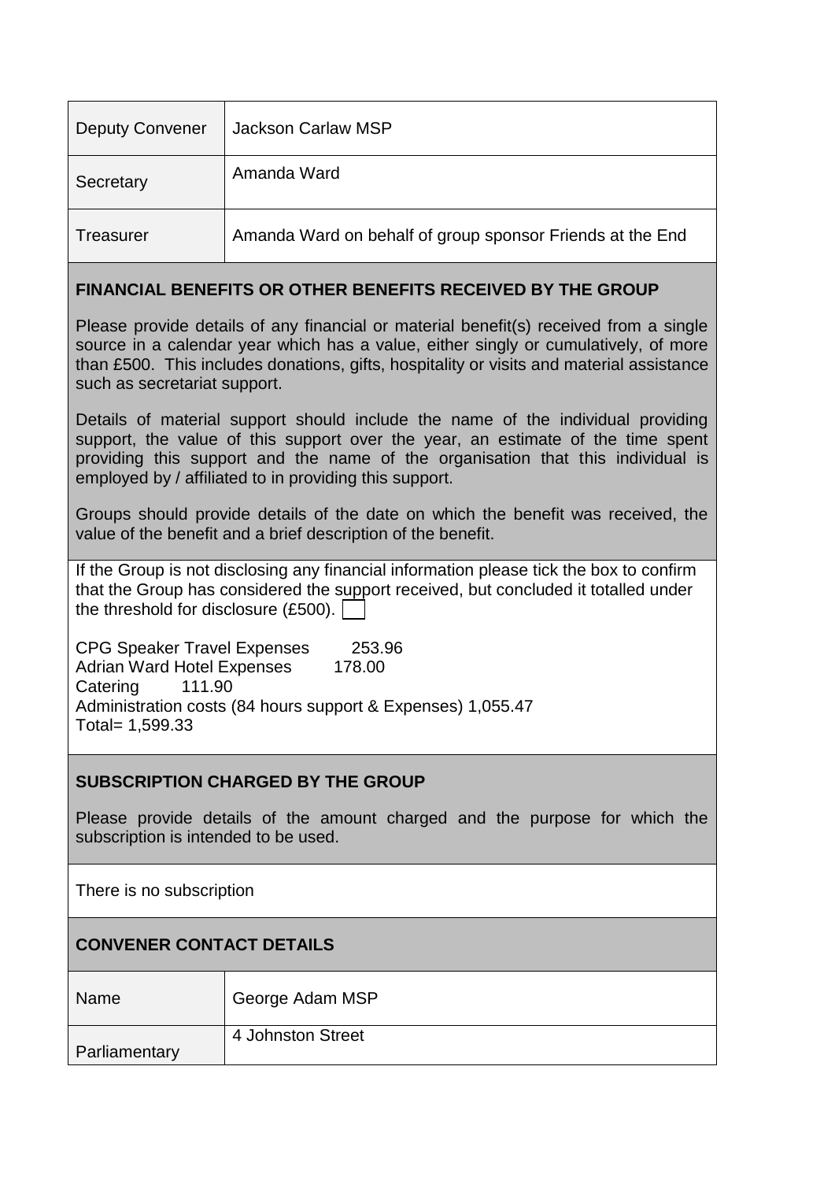| | |
|---|---|
| Deputy Convener | Jackson Carlaw MSP |
| Secretary | Amanda Ward |
| Treasurer | Amanda Ward on behalf of group sponsor Friends at the End |

## FINANCIAL BENEFITS OR OTHER BENEFITS RECEIVED BY THE GROUP

Please provide details of any financial or material benefit(s) received from a single source in a calendar year which has a value, either singly or cumulatively, of more than £500. This includes donations, gifts, hospitality or visits and material assistance such as secretariat support.

Details of material support should include the name of the individual providing support, the value of this support over the year, an estimate of the time spent providing this support and the name of the organisation that this individual is employed by / affiliated to in providing this support.

Groups should provide details of the date on which the benefit was received, the value of the benefit and a brief description of the benefit.

If the Group is not disclosing any financial information please tick the box to confirm that the Group has considered the support received, but concluded it totalled under the threshold for disclosure (£500). ☐

CPG Speaker Travel Expenses 253.96
Adrian Ward Hotel Expenses 178.00
Catering 111.90
Administration costs (84 hours support & Expenses) 1,055.47
Total= 1,599.33

## SUBSCRIPTION CHARGED BY THE GROUP

Please provide details of the amount charged and the purpose for which the subscription is intended to be used.

There is no subscription

## CONVENER CONTACT DETAILS

| | |
|---|---|
| Name | George Adam MSP |
| Parliamentary | 4 Johnston Street |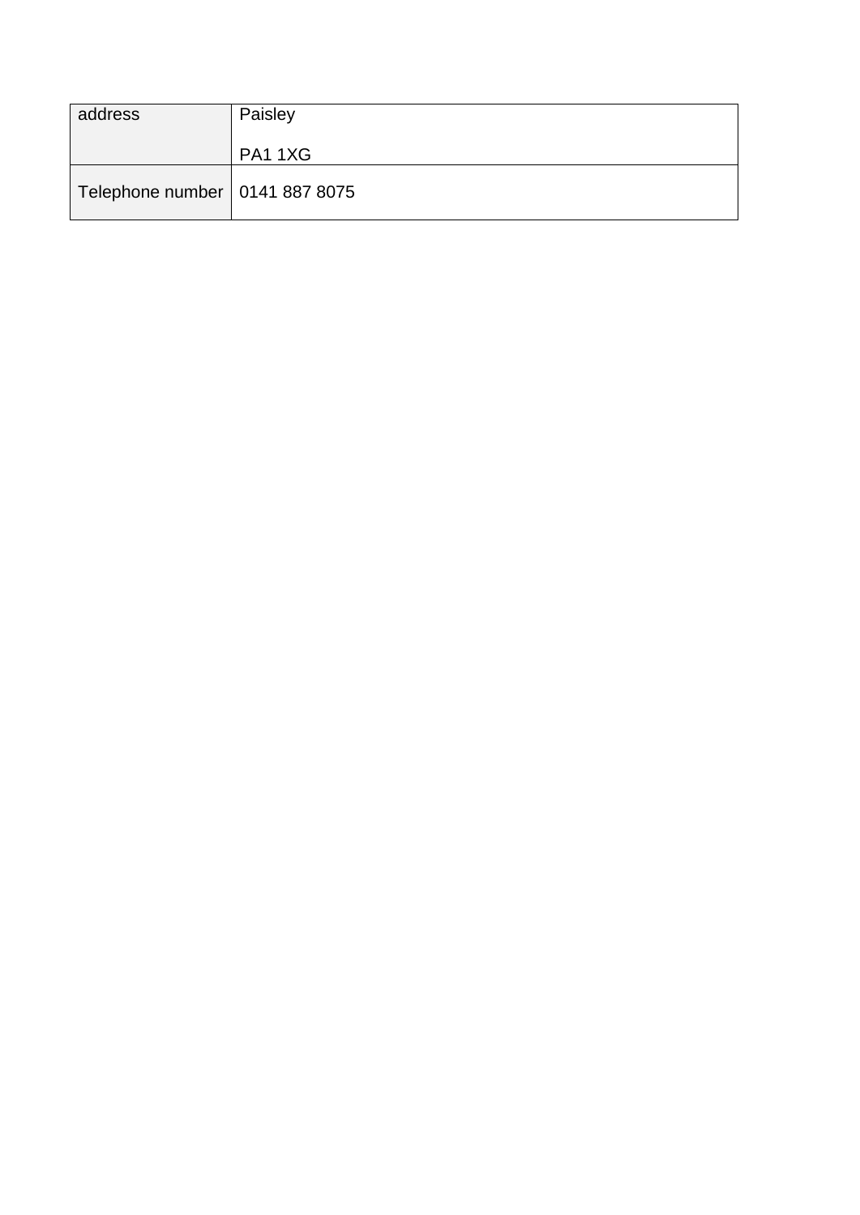| | |
|---|---|
| address | Paisley<br><br>PA1 1XG |
| Telephone number | 0141 887 8075 |